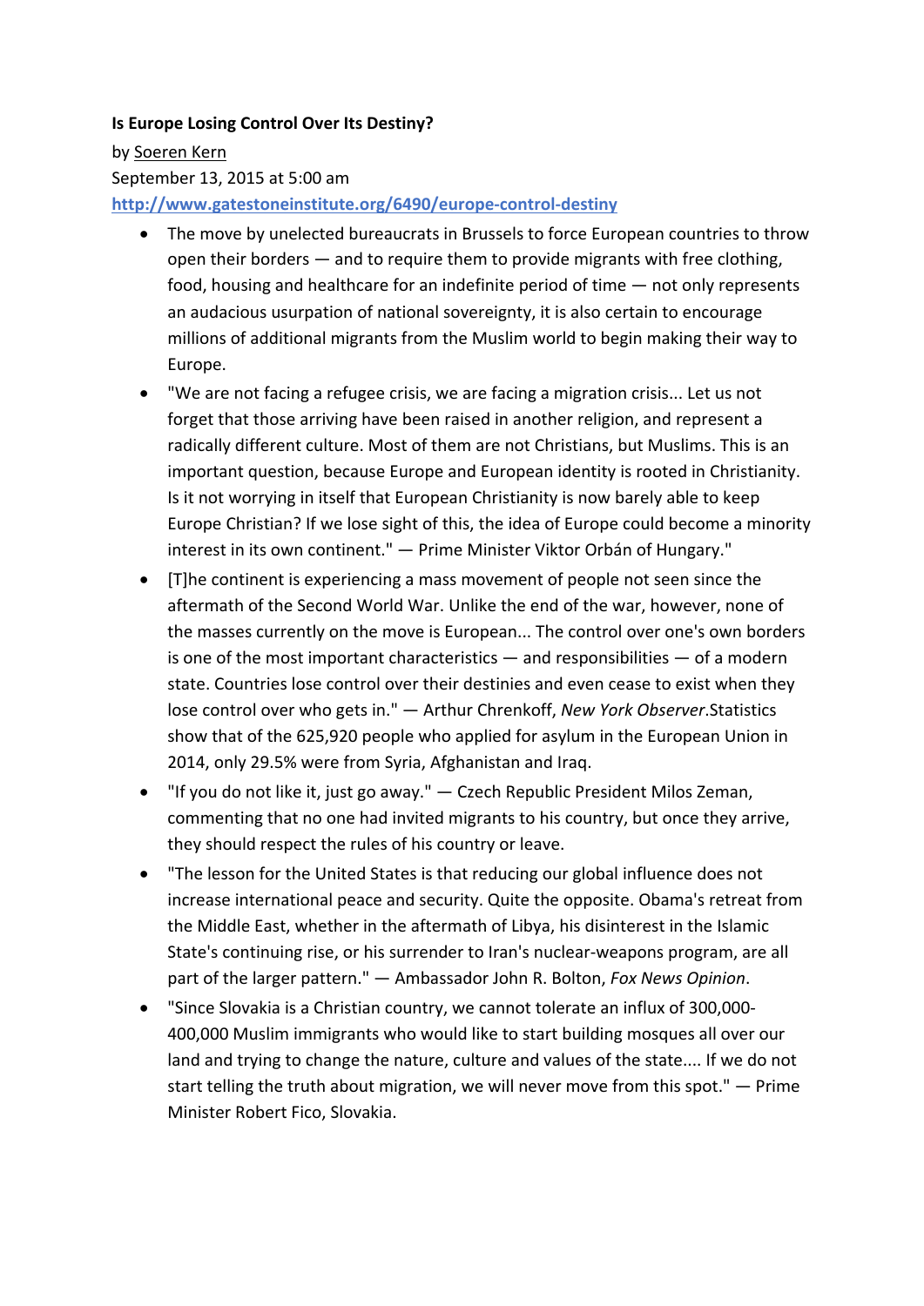**Is Europe Losing Control Over Its Destiny?**

by Soeren Kern

September 13, 2015 at 5:00 am

http://www.gatestoneinstitute.org/6490/europe-control-destiny

- The move by unelected bureaucrats in Brussels to force European countries to throw open their borders — and to require them to provide migrants with free clothing, food, housing and healthcare for an indefinite period of time — not only represents an audacious usurpation of national sovereignty, it is also certain to encourage millions of additional migrants from the Muslim world to begin making their way to Europe.
- "We are not facing a refugee crisis, we are facing a migration crisis... Let us not forget that those arriving have been raised in another religion, and represent a radically different culture. Most of them are not Christians, but Muslims. This is an important question, because Europe and European identity is rooted in Christianity. Is it not worrying in itself that European Christianity is now barely able to keep Europe Christian? If we lose sight of this, the idea of Europe could become a minority interest in its own continent." — Prime Minister Viktor Orbán of Hungary."
- [T]he continent is experiencing a mass movement of people not seen since the aftermath of the Second World War. Unlike the end of the war, however, none of the masses currently on the move is European... The control over one's own borders is one of the most important characteristics — and responsibilities — of a modern state. Countries lose control over their destinies and even cease to exist when they lose control over who gets in." — Arthur Chrenkoff, *New York Observer*.Statistics show that of the 625,920 people who applied for asylum in the European Union in 2014, only 29.5% were from Syria, Afghanistan and Iraq.
- "If you do not like it, just go away." — Czech Republic President Milos Zeman, commenting that no one had invited migrants to his country, but once they arrive, they should respect the rules of his country or leave.
- "The lesson for the United States is that reducing our global influence does not increase international peace and security. Quite the opposite. Obama's retreat from the Middle East, whether in the aftermath of Libya, his disinterest in the Islamic State's continuing rise, or his surrender to Iran's nuclear-weapons program, are all part of the larger pattern." — Ambassador John R. Bolton, *Fox News Opinion*.
- "Since Slovakia is a Christian country, we cannot tolerate an influx of 300,000-400,000 Muslim immigrants who would like to start building mosques all over our land and trying to change the nature, culture and values of the state.... If we do not start telling the truth about migration, we will never move from this spot." — Prime Minister Robert Fico, Slovakia.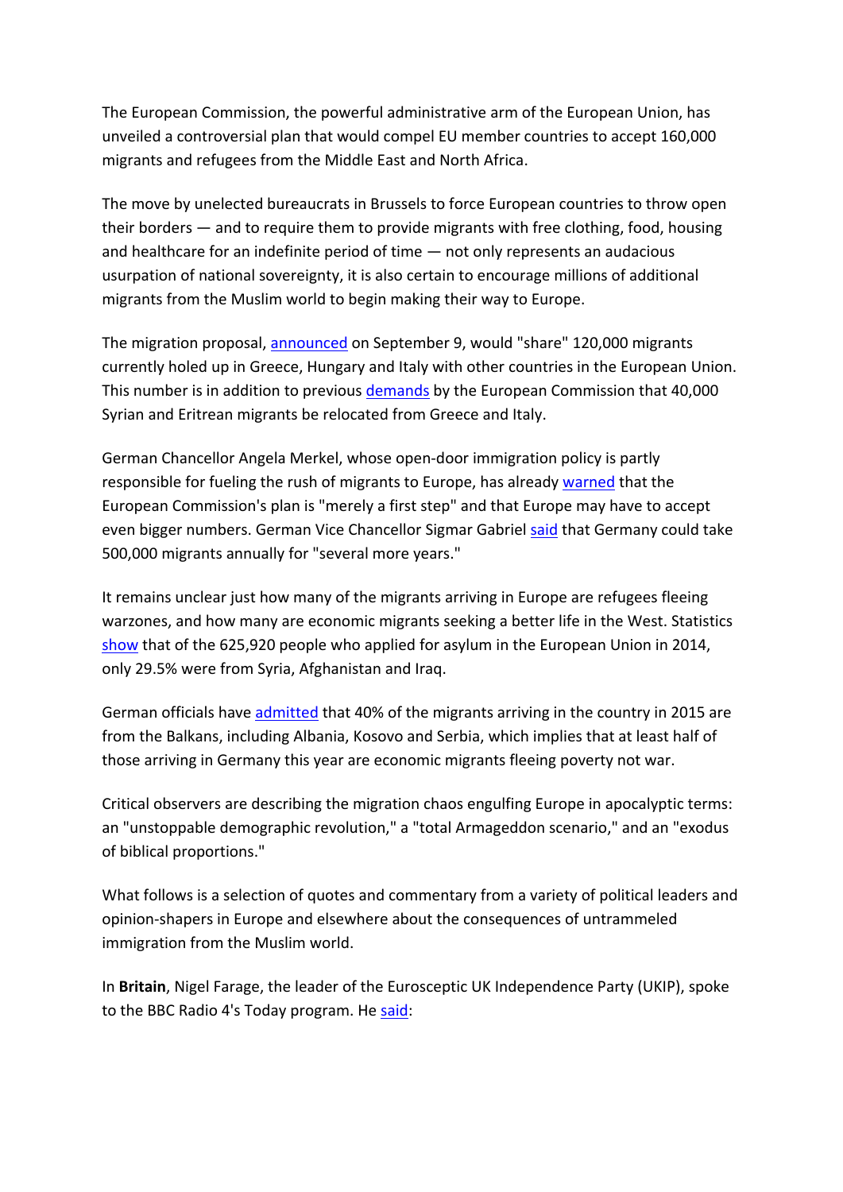The European Commission, the powerful administrative arm of the European Union, has unveiled a controversial plan that would compel EU member countries to accept 160,000 migrants and refugees from the Middle East and North Africa.

The move by unelected bureaucrats in Brussels to force European countries to throw open their borders — and to require them to provide migrants with free clothing, food, housing and healthcare for an indefinite period of time — not only represents an audacious usurpation of national sovereignty, it is also certain to encourage millions of additional migrants from the Muslim world to begin making their way to Europe.

The migration proposal, announced on September 9, would "share" 120,000 migrants currently holed up in Greece, Hungary and Italy with other countries in the European Union. This number is in addition to previous demands by the European Commission that 40,000 Syrian and Eritrean migrants be relocated from Greece and Italy.

German Chancellor Angela Merkel, whose open-door immigration policy is partly responsible for fueling the rush of migrants to Europe, has already warned that the European Commission's plan is "merely a first step" and that Europe may have to accept even bigger numbers. German Vice Chancellor Sigmar Gabriel said that Germany could take 500,000 migrants annually for "several more years."

It remains unclear just how many of the migrants arriving in Europe are refugees fleeing warzones, and how many are economic migrants seeking a better life in the West. Statistics show that of the 625,920 people who applied for asylum in the European Union in 2014, only 29.5% were from Syria, Afghanistan and Iraq.

German officials have admitted that 40% of the migrants arriving in the country in 2015 are from the Balkans, including Albania, Kosovo and Serbia, which implies that at least half of those arriving in Germany this year are economic migrants fleeing poverty not war.

Critical observers are describing the migration chaos engulfing Europe in apocalyptic terms: an "unstoppable demographic revolution," a "total Armageddon scenario," and an "exodus of biblical proportions."

What follows is a selection of quotes and commentary from a variety of political leaders and opinion-shapers in Europe and elsewhere about the consequences of untrammeled immigration from the Muslim world.

In **Britain**, Nigel Farage, the leader of the Eurosceptic UK Independence Party (UKIP), spoke to the BBC Radio 4's Today program. He said: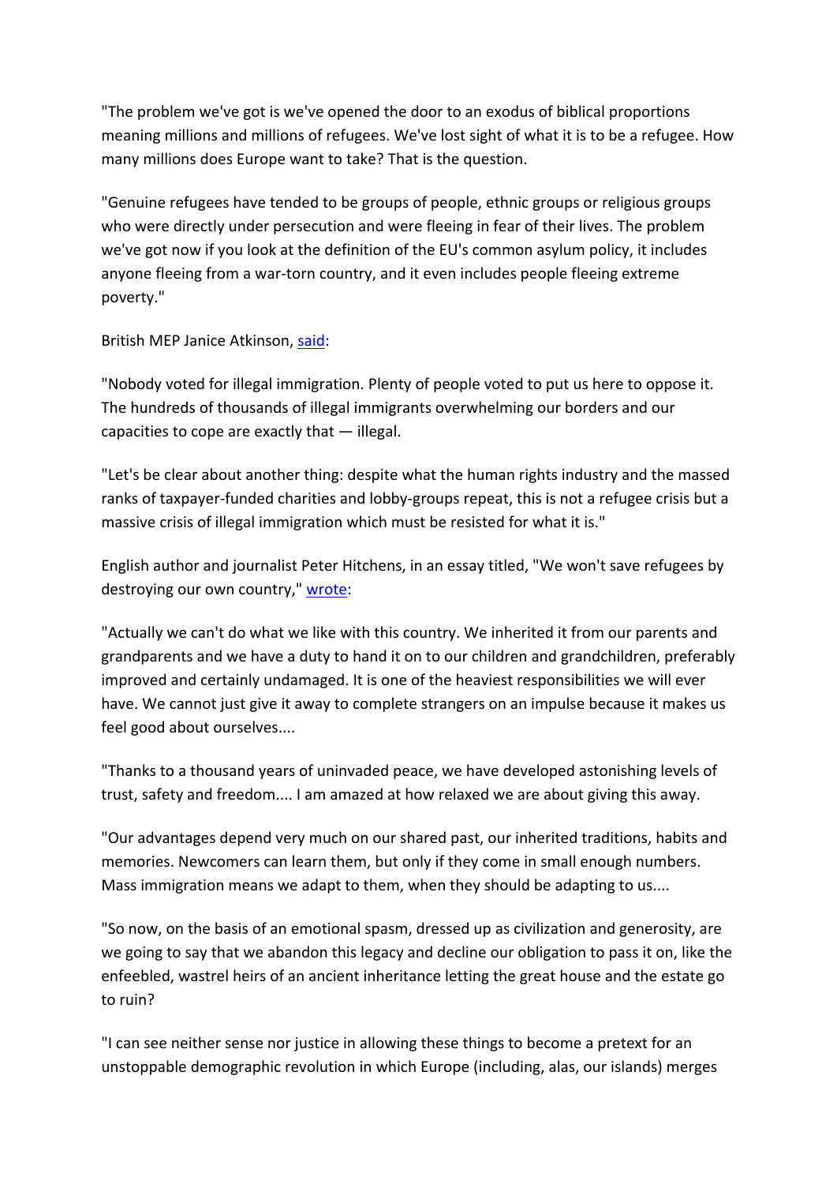"The problem we've got is we've opened the door to an exodus of biblical proportions meaning millions and millions of refugees. We've lost sight of what it is to be a refugee. How many millions does Europe want to take? That is the question.

"Genuine refugees have tended to be groups of people, ethnic groups or religious groups who were directly under persecution and were fleeing in fear of their lives. The problem we've got now if you look at the definition of the EU's common asylum policy, it includes anyone fleeing from a war-torn country, and it even includes people fleeing extreme poverty."

British MEP Janice Atkinson, said:

"Nobody voted for illegal immigration. Plenty of people voted to put us here to oppose it. The hundreds of thousands of illegal immigrants overwhelming our borders and our capacities to cope are exactly that — illegal.

"Let's be clear about another thing: despite what the human rights industry and the massed ranks of taxpayer-funded charities and lobby-groups repeat, this is not a refugee crisis but a massive crisis of illegal immigration which must be resisted for what it is."

English author and journalist Peter Hitchens, in an essay titled, "We won't save refugees by destroying our own country," wrote:

"Actually we can't do what we like with this country. We inherited it from our parents and grandparents and we have a duty to hand it on to our children and grandchildren, preferably improved and certainly undamaged. It is one of the heaviest responsibilities we will ever have. We cannot just give it away to complete strangers on an impulse because it makes us feel good about ourselves....

"Thanks to a thousand years of uninvaded peace, we have developed astonishing levels of trust, safety and freedom.... I am amazed at how relaxed we are about giving this away.

"Our advantages depend very much on our shared past, our inherited traditions, habits and memories. Newcomers can learn them, but only if they come in small enough numbers. Mass immigration means we adapt to them, when they should be adapting to us....

"So now, on the basis of an emotional spasm, dressed up as civilization and generosity, are we going to say that we abandon this legacy and decline our obligation to pass it on, like the enfeebled, wastrel heirs of an ancient inheritance letting the great house and the estate go to ruin?

"I can see neither sense nor justice in allowing these things to become a pretext for an unstoppable demographic revolution in which Europe (including, alas, our islands) merges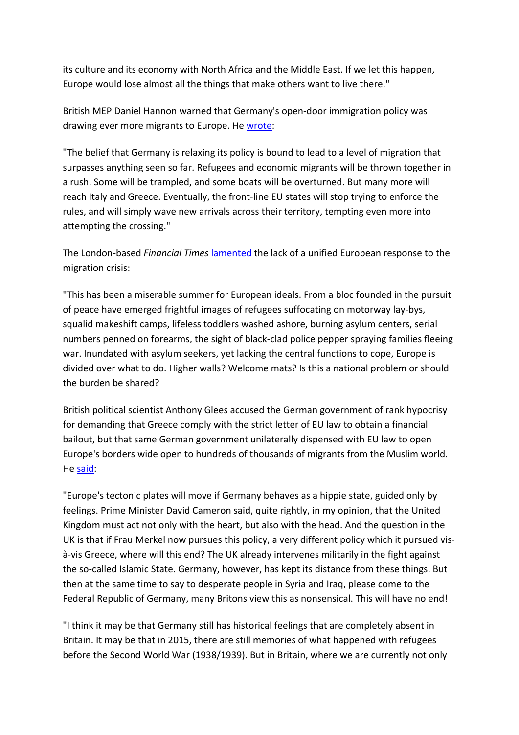its culture and its economy with North Africa and the Middle East. If we let this happen, Europe would lose almost all the things that make others want to live there."

British MEP Daniel Hannon warned that Germany's open-door immigration policy was drawing ever more migrants to Europe. He wrote:

"The belief that Germany is relaxing its policy is bound to lead to a level of migration that surpasses anything seen so far. Refugees and economic migrants will be thrown together in a rush. Some will be trampled, and some boats will be overturned. But many more will reach Italy and Greece. Eventually, the front-line EU states will stop trying to enforce the rules, and will simply wave new arrivals across their territory, tempting even more into attempting the crossing."

The London-based *Financial Times* lamented the lack of a unified European response to the migration crisis:

"This has been a miserable summer for European ideals. From a bloc founded in the pursuit of peace have emerged frightful images of refugees suffocating on motorway lay-bys, squalid makeshift camps, lifeless toddlers washed ashore, burning asylum centers, serial numbers penned on forearms, the sight of black-clad police pepper spraying families fleeing war. Inundated with asylum seekers, yet lacking the central functions to cope, Europe is divided over what to do. Higher walls? Welcome mats? Is this a national problem or should the burden be shared?

British political scientist Anthony Glees accused the German government of rank hypocrisy for demanding that Greece comply with the strict letter of EU law to obtain a financial bailout, but that same German government unilaterally dispensed with EU law to open Europe's borders wide open to hundreds of thousands of migrants from the Muslim world. He said:

"Europe's tectonic plates will move if Germany behaves as a hippie state, guided only by feelings. Prime Minister David Cameron said, quite rightly, in my opinion, that the United Kingdom must act not only with the heart, but also with the head. And the question in the UK is that if Frau Merkel now pursues this policy, a very different policy which it pursued vis-à-vis Greece, where will this end? The UK already intervenes militarily in the fight against the so-called Islamic State. Germany, however, has kept its distance from these things. But then at the same time to say to desperate people in Syria and Iraq, please come to the Federal Republic of Germany, many Britons view this as nonsensical. This will have no end!

"I think it may be that Germany still has historical feelings that are completely absent in Britain. It may be that in 2015, there are still memories of what happened with refugees before the Second World War (1938/1939). But in Britain, where we are currently not only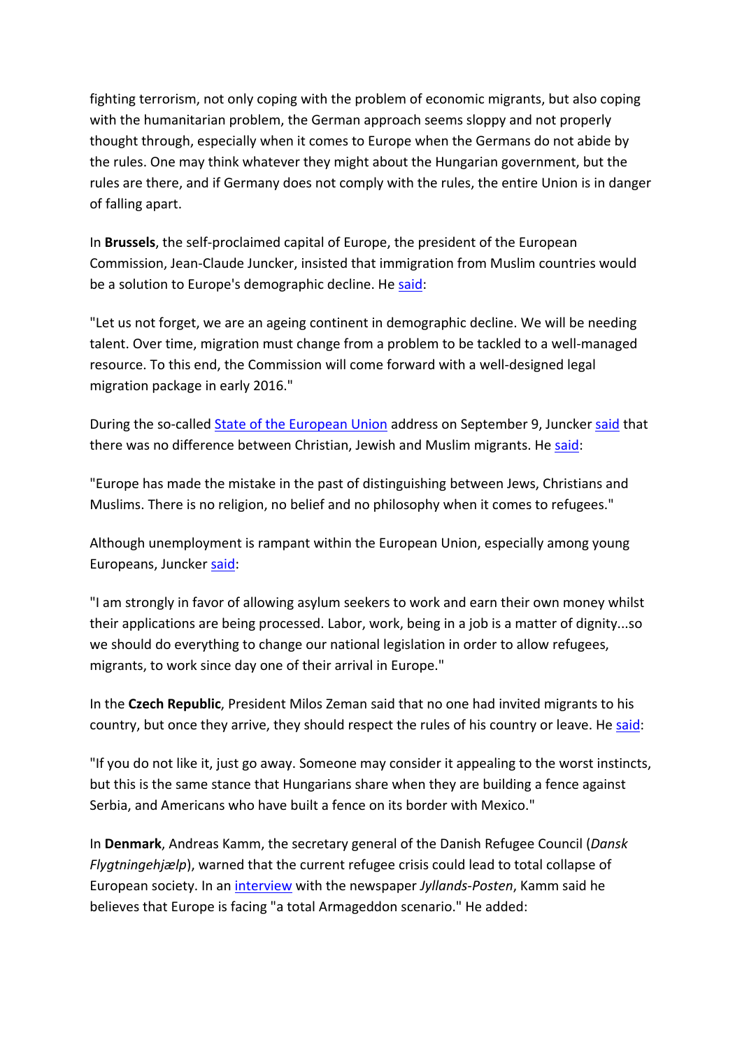fighting terrorism, not only coping with the problem of economic migrants, but also coping with the humanitarian problem, the German approach seems sloppy and not properly thought through, especially when it comes to Europe when the Germans do not abide by the rules. One may think whatever they might about the Hungarian government, but the rules are there, and if Germany does not comply with the rules, the entire Union is in danger of falling apart.

In **Brussels**, the self-proclaimed capital of Europe, the president of the European Commission, Jean-Claude Juncker, insisted that immigration from Muslim countries would be a solution to Europe's demographic decline. He said:

"Let us not forget, we are an ageing continent in demographic decline. We will be needing talent. Over time, migration must change from a problem to be tackled to a well-managed resource. To this end, the Commission will come forward with a well-designed legal migration package in early 2016."

During the so-called State of the European Union address on September 9, Juncker said that there was no difference between Christian, Jewish and Muslim migrants. He said:

"Europe has made the mistake in the past of distinguishing between Jews, Christians and Muslims. There is no religion, no belief and no philosophy when it comes to refugees."

Although unemployment is rampant within the European Union, especially among young Europeans, Juncker said:

"I am strongly in favor of allowing asylum seekers to work and earn their own money whilst their applications are being processed. Labor, work, being in a job is a matter of dignity...so we should do everything to change our national legislation in order to allow refugees, migrants, to work since day one of their arrival in Europe."

In the **Czech Republic**, President Milos Zeman said that no one had invited migrants to his country, but once they arrive, they should respect the rules of his country or leave. He said:

"If you do not like it, just go away. Someone may consider it appealing to the worst instincts, but this is the same stance that Hungarians share when they are building a fence against Serbia, and Americans who have built a fence on its border with Mexico."

In **Denmark**, Andreas Kamm, the secretary general of the Danish Refugee Council (*Dansk Flygtningehjælp*), warned that the current refugee crisis could lead to total collapse of European society. In an interview with the newspaper *Jyllands-Posten*, Kamm said he believes that Europe is facing "a total Armageddon scenario." He added: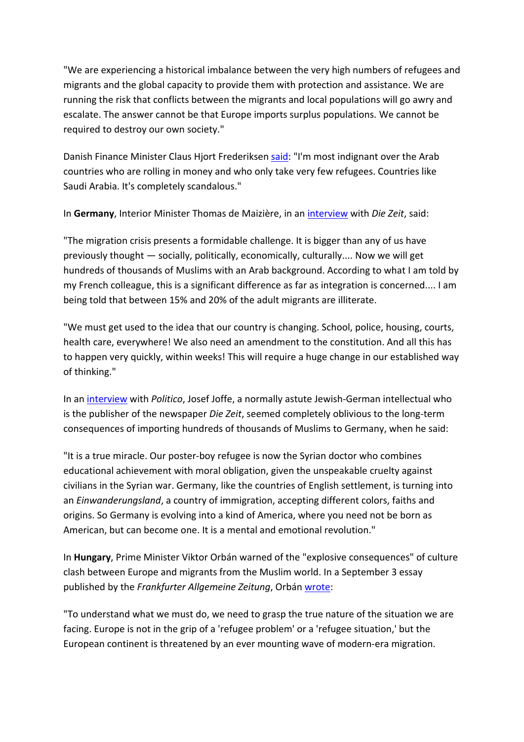"We are experiencing a historical imbalance between the very high numbers of refugees and migrants and the global capacity to provide them with protection and assistance. We are running the risk that conflicts between the migrants and local populations will go awry and escalate. The answer cannot be that Europe imports surplus populations. We cannot be required to destroy our own society."

Danish Finance Minister Claus Hjort Frederiksen said: "I'm most indignant over the Arab countries who are rolling in money and who only take very few refugees. Countries like Saudi Arabia. It's completely scandalous."

In **Germany**, Interior Minister Thomas de Maizière, in an interview with *Die Zeit*, said:

"The migration crisis presents a formidable challenge. It is bigger than any of us have previously thought — socially, politically, economically, culturally.... Now we will get hundreds of thousands of Muslims with an Arab background. According to what I am told by my French colleague, this is a significant difference as far as integration is concerned.... I am being told that between 15% and 20% of the adult migrants are illiterate.

"We must get used to the idea that our country is changing. School, police, housing, courts, health care, everywhere! We also need an amendment to the constitution. And all this has to happen very quickly, within weeks! This will require a huge change in our established way of thinking."

In an interview with *Politico*, Josef Joffe, a normally astute Jewish-German intellectual who is the publisher of the newspaper *Die Zeit*, seemed completely oblivious to the long-term consequences of importing hundreds of thousands of Muslims to Germany, when he said:

"It is a true miracle. Our poster-boy refugee is now the Syrian doctor who combines educational achievement with moral obligation, given the unspeakable cruelty against civilians in the Syrian war. Germany, like the countries of English settlement, is turning into an *Einwanderungsland*, a country of immigration, accepting different colors, faiths and origins. So Germany is evolving into a kind of America, where you need not be born as American, but can become one. It is a mental and emotional revolution."

In **Hungary**, Prime Minister Viktor Orbán warned of the "explosive consequences" of culture clash between Europe and migrants from the Muslim world. In a September 3 essay published by the *Frankfurter Allgemeine Zeitung*, Orbán wrote:

"To understand what we must do, we need to grasp the true nature of the situation we are facing. Europe is not in the grip of a 'refugee problem' or a 'refugee situation,' but the European continent is threatened by an ever mounting wave of modern-era migration.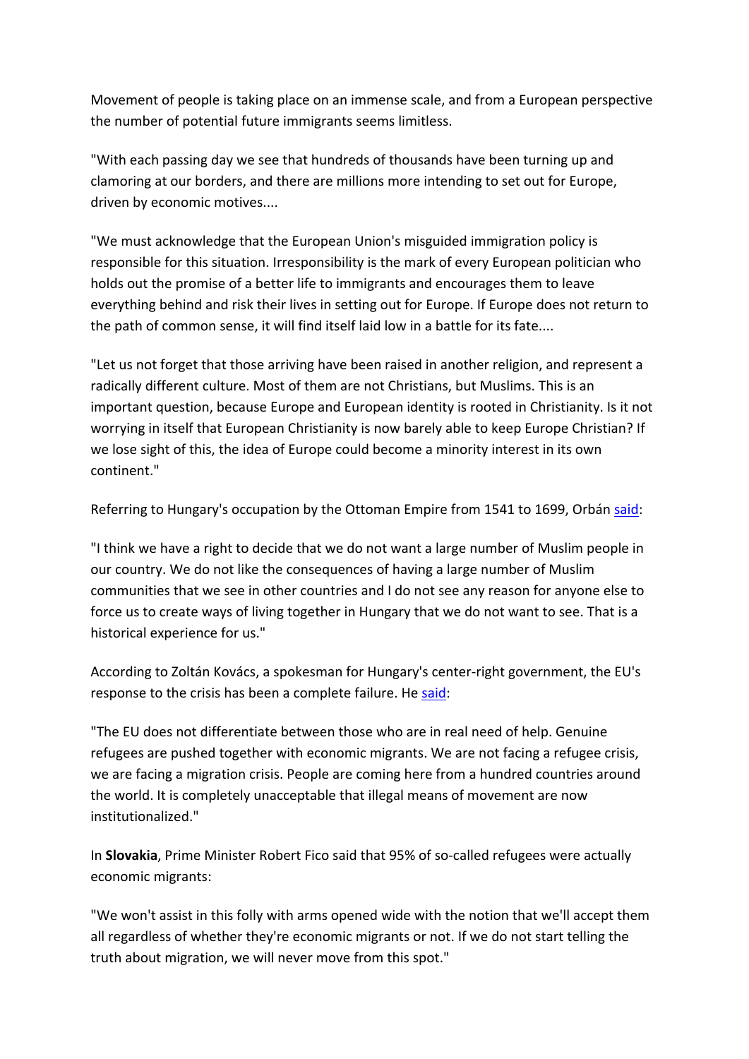Movement of people is taking place on an immense scale, and from a European perspective the number of potential future immigrants seems limitless.

"With each passing day we see that hundreds of thousands have been turning up and clamoring at our borders, and there are millions more intending to set out for Europe, driven by economic motives....

"We must acknowledge that the European Union's misguided immigration policy is responsible for this situation. Irresponsibility is the mark of every European politician who holds out the promise of a better life to immigrants and encourages them to leave everything behind and risk their lives in setting out for Europe. If Europe does not return to the path of common sense, it will find itself laid low in a battle for its fate....

"Let us not forget that those arriving have been raised in another religion, and represent a radically different culture. Most of them are not Christians, but Muslims. This is an important question, because Europe and European identity is rooted in Christianity. Is it not worrying in itself that European Christianity is now barely able to keep Europe Christian? If we lose sight of this, the idea of Europe could become a minority interest in its own continent."

Referring to Hungary's occupation by the Ottoman Empire from 1541 to 1699, Orbán said:

"I think we have a right to decide that we do not want a large number of Muslim people in our country. We do not like the consequences of having a large number of Muslim communities that we see in other countries and I do not see any reason for anyone else to force us to create ways of living together in Hungary that we do not want to see. That is a historical experience for us."

According to Zoltán Kovács, a spokesman for Hungary's center-right government, the EU's response to the crisis has been a complete failure. He said:

"The EU does not differentiate between those who are in real need of help. Genuine refugees are pushed together with economic migrants. We are not facing a refugee crisis, we are facing a migration crisis. People are coming here from a hundred countries around the world. It is completely unacceptable that illegal means of movement are now institutionalized."

In **Slovakia**, Prime Minister Robert Fico said that 95% of so-called refugees were actually economic migrants:

"We won't assist in this folly with arms opened wide with the notion that we'll accept them all regardless of whether they're economic migrants or not. If we do not start telling the truth about migration, we will never move from this spot."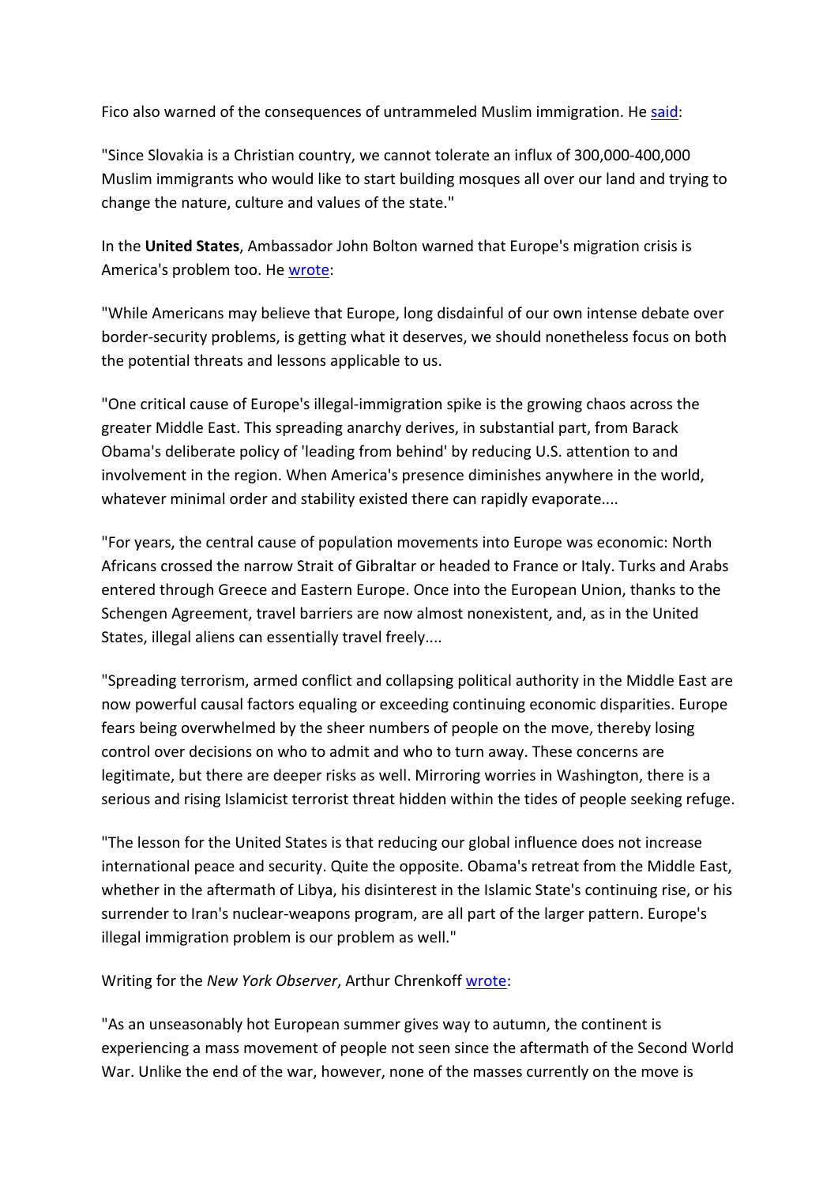Fico also warned of the consequences of untrammeled Muslim immigration. He [said](#):

"Since Slovakia is a Christian country, we cannot tolerate an influx of 300,000-400,000 Muslim immigrants who would like to start building mosques all over our land and trying to change the nature, culture and values of the state."

In the **United States**, Ambassador John Bolton warned that Europe's migration crisis is America's problem too. He [wrote](#):

"While Americans may believe that Europe, long disdainful of our own intense debate over border-security problems, is getting what it deserves, we should nonetheless focus on both the potential threats and lessons applicable to us.

"One critical cause of Europe's illegal-immigration spike is the growing chaos across the greater Middle East. This spreading anarchy derives, in substantial part, from Barack Obama's deliberate policy of 'leading from behind' by reducing U.S. attention to and involvement in the region. When America's presence diminishes anywhere in the world, whatever minimal order and stability existed there can rapidly evaporate....

"For years, the central cause of population movements into Europe was economic: North Africans crossed the narrow Strait of Gibraltar or headed to France or Italy. Turks and Arabs entered through Greece and Eastern Europe. Once into the European Union, thanks to the Schengen Agreement, travel barriers are now almost nonexistent, and, as in the United States, illegal aliens can essentially travel freely....

"Spreading terrorism, armed conflict and collapsing political authority in the Middle East are now powerful causal factors equaling or exceeding continuing economic disparities. Europe fears being overwhelmed by the sheer numbers of people on the move, thereby losing control over decisions on who to admit and who to turn away. These concerns are legitimate, but there are deeper risks as well. Mirroring worries in Washington, there is a serious and rising Islamicist terrorist threat hidden within the tides of people seeking refuge.

"The lesson for the United States is that reducing our global influence does not increase international peace and security. Quite the opposite. Obama's retreat from the Middle East, whether in the aftermath of Libya, his disinterest in the Islamic State's continuing rise, or his surrender to Iran's nuclear-weapons program, are all part of the larger pattern. Europe's illegal immigration problem is our problem as well."

Writing for the *New York Observer*, Arthur Chrenkoff [wrote](#):

"As an unseasonably hot European summer gives way to autumn, the continent is experiencing a mass movement of people not seen since the aftermath of the Second World War. Unlike the end of the war, however, none of the masses currently on the move is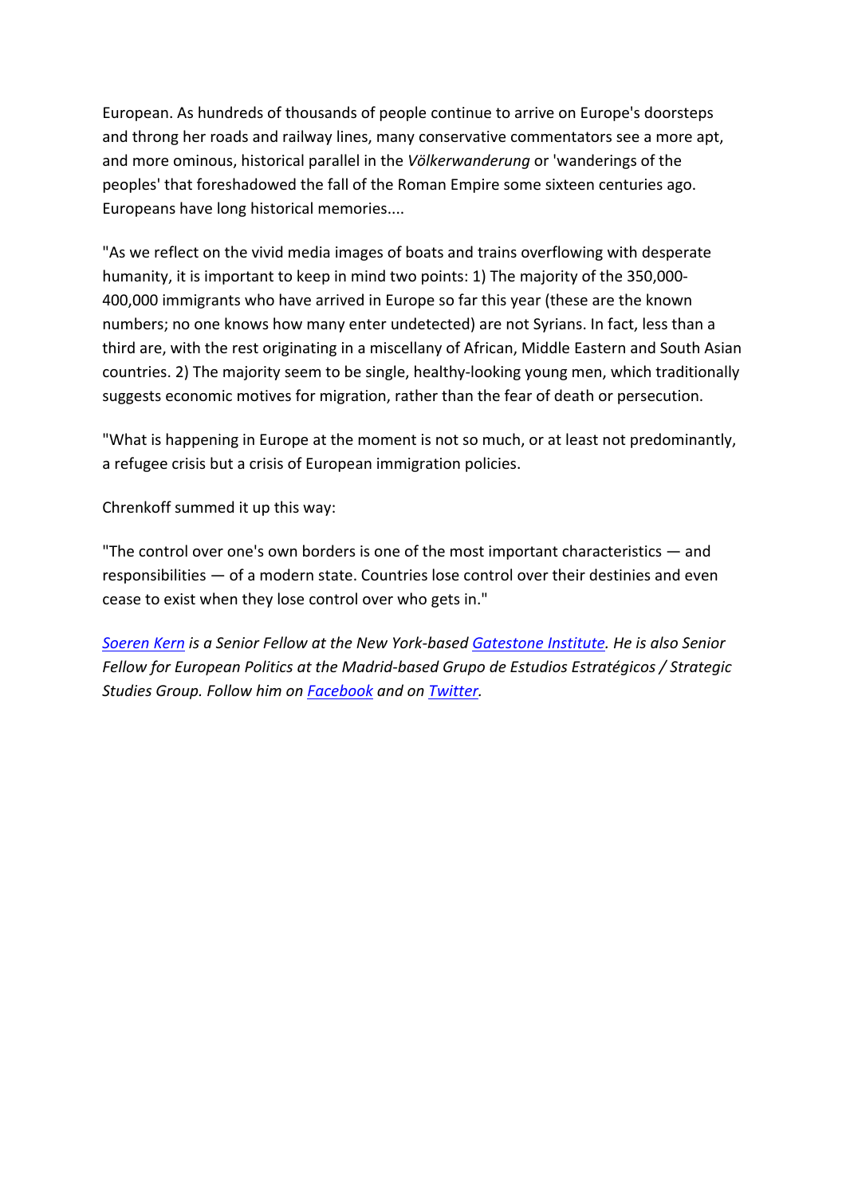European. As hundreds of thousands of people continue to arrive on Europe's doorsteps and throng her roads and railway lines, many conservative commentators see a more apt, and more ominous, historical parallel in the *Völkerwanderung* or 'wanderings of the peoples' that foreshadowed the fall of the Roman Empire some sixteen centuries ago. Europeans have long historical memories....

"As we reflect on the vivid media images of boats and trains overflowing with desperate humanity, it is important to keep in mind two points: 1) The majority of the 350,000-400,000 immigrants who have arrived in Europe so far this year (these are the known numbers; no one knows how many enter undetected) are not Syrians. In fact, less than a third are, with the rest originating in a miscellany of African, Middle Eastern and South Asian countries. 2) The majority seem to be single, healthy-looking young men, which traditionally suggests economic motives for migration, rather than the fear of death or persecution.

"What is happening in Europe at the moment is not so much, or at least not predominantly, a refugee crisis but a crisis of European immigration policies.

Chrenkoff summed it up this way:

"The control over one's own borders is one of the most important characteristics — and responsibilities — of a modern state. Countries lose control over their destinies and even cease to exist when they lose control over who gets in."

*[Soeren Kern](#) is a Senior Fellow at the New York-based [Gatestone Institute](#). He is also Senior Fellow for European Politics at the Madrid-based Grupo de Estudios Estratégicos / Strategic Studies Group. Follow him on [Facebook](#) and on [Twitter](#).*